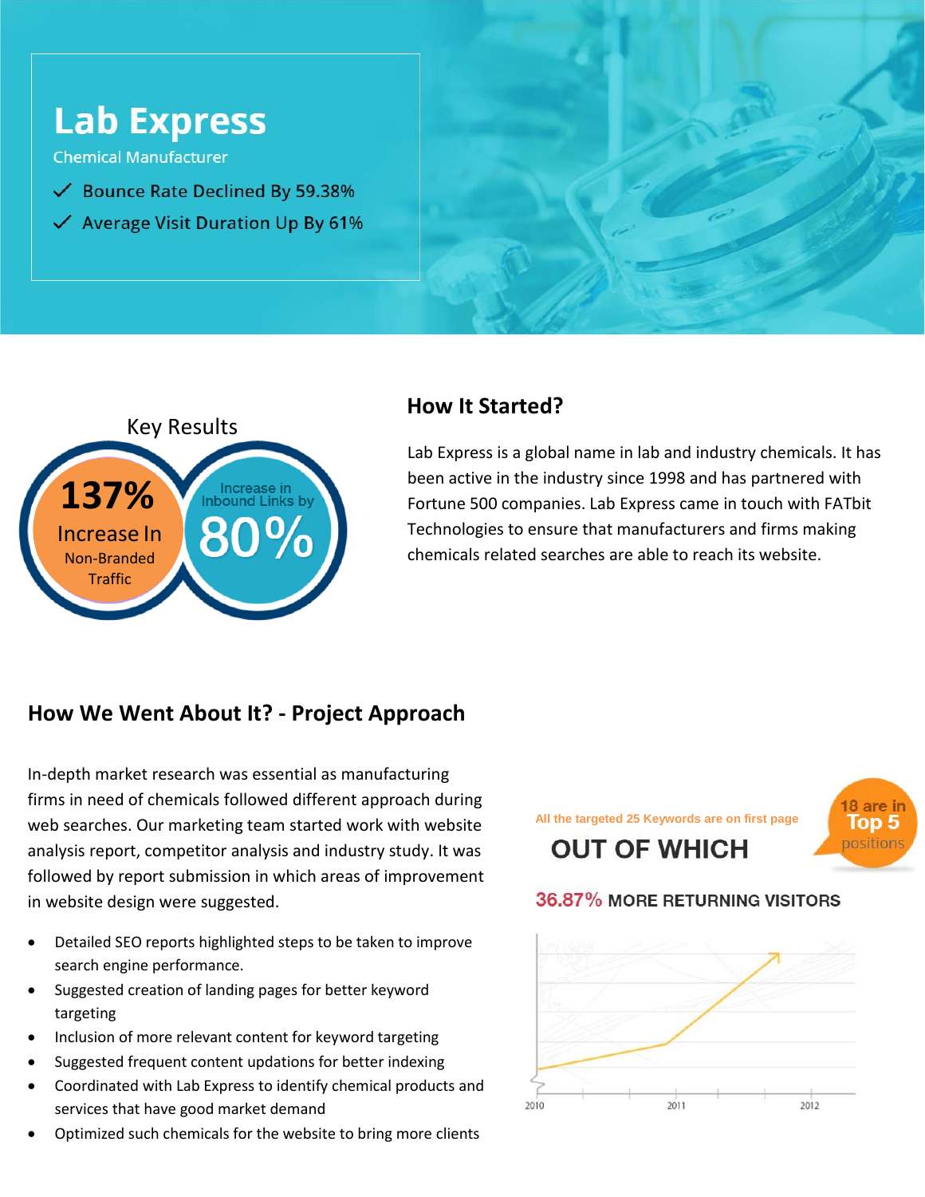# Lab Express

Chemical Manufacturer

- ✓ Bounce Rate Declined By 59.38%
- ✓ Average Visit Duration Up By 61%

Key Results

**137%** Increase In Non-Branded Traffic

Increase in Inbound Links by **80%**

## How It Started?

Lab Express is a global name in lab and industry chemicals. It has been active in the industry since 1998 and has partnered with Fortune 500 companies. Lab Express came in touch with FATbit Technologies to ensure that manufacturers and firms making chemicals related searches are able to reach its website.

## How We Went About It? - Project Approach

In-depth market research was essential as manufacturing firms in need of chemicals followed different approach during web searches. Our marketing team started work with website analysis report, competitor analysis and industry study. It was followed by report submission in which areas of improvement in website design were suggested.

- Detailed SEO reports highlighted steps to be taken to improve search engine performance.
- Suggested creation of landing pages for better keyword targeting
- Inclusion of more relevant content for keyword targeting
- Suggested frequent content updations for better indexing
- Coordinated with Lab Express to identify chemical products and services that have good market demand
- Optimized such chemicals for the website to bring more clients

All the targeted 25 Keywords are on first page

OUT OF WHICH

18 are in **Top 5** positions

**36.87%** MORE RETURNING VISITORS

2010 2011 2012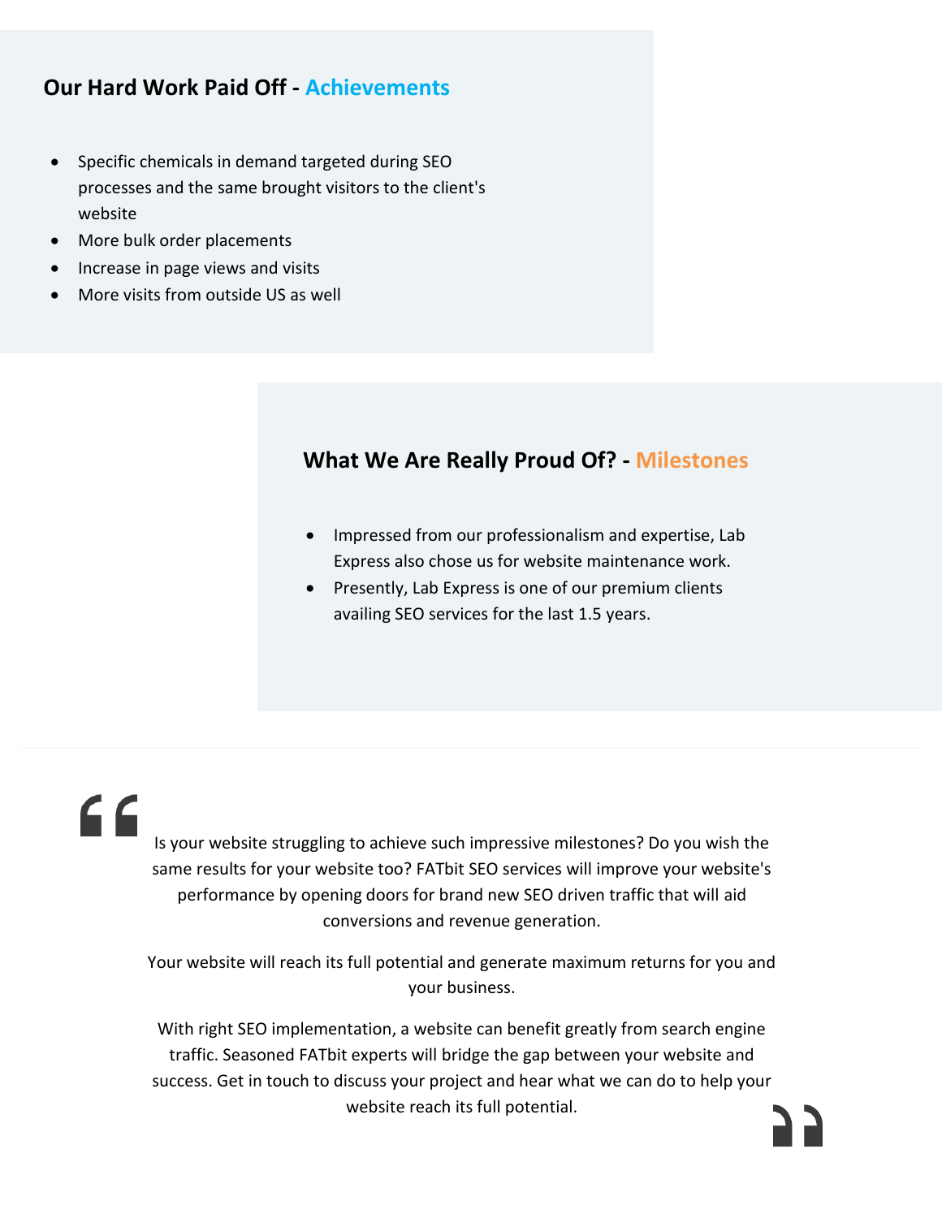## Our Hard Work Paid Off - Achievements

- Specific chemicals in demand targeted during SEO processes and the same brought visitors to the client's website
- More bulk order placements
- Increase in page views and visits
- More visits from outside US as well

## What We Are Really Proud Of? - Milestones

- Impressed from our professionalism and expertise, Lab Express also chose us for website maintenance work.
- Presently, Lab Express is one of our premium clients availing SEO services for the last 1.5 years.

---

> Is your website struggling to achieve such impressive milestones? Do you wish the same results for your website too? FATbit SEO services will improve your website's performance by opening doors for brand new SEO driven traffic that will aid conversions and revenue generation.
>
> Your website will reach its full potential and generate maximum returns for you and your business.
>
> With right SEO implementation, a website can benefit greatly from search engine traffic. Seasoned FATbit experts will bridge the gap between your website and success. Get in touch to discuss your project and hear what we can do to help your website reach its full potential.